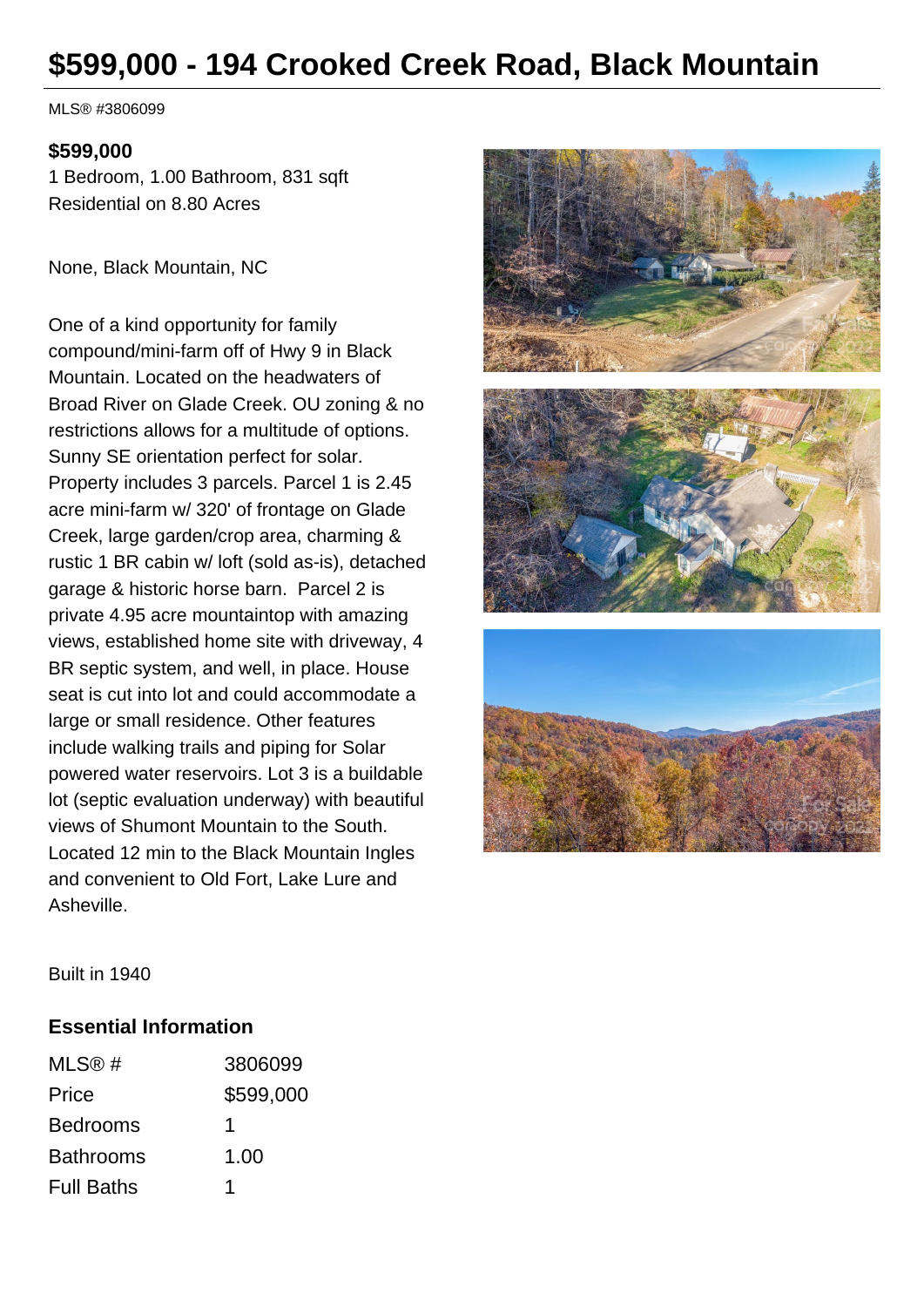# $599,000 - 194 Crooked Creek Road, Black Mountain

MLS® #3806099

**$599,000**

1 Bedroom, 1.00 Bathroom, 831 sqft

Residential on 8.80 Acres

None, Black Mountain, NC

One of a kind opportunity for family compound/mini-farm off of Hwy 9 in Black Mountain. Located on the headwaters of Broad River on Glade Creek. OU zoning & no restrictions allows for a multitude of options. Sunny SE orientation perfect for solar. Property includes 3 parcels. Parcel 1 is 2.45 acre mini-farm w/ 320' of frontage on Glade Creek, large garden/crop area, charming & rustic 1 BR cabin w/ loft (sold as-is), detached garage & historic horse barn. Parcel 2 is private 4.95 acre mountaintop with amazing views, established home site with driveway, 4 BR septic system, and well, in place. House seat is cut into lot and could accommodate a large or small residence. Other features include walking trails and piping for Solar powered water reservoirs. Lot 3 is a buildable lot (septic evaluation underway) with beautiful views of Shumont Mountain to the South. Located 12 min to the Black Mountain Ingles and convenient to Old Fort, Lake Lure and Asheville.

Built in 1940

## Essential Information

| | |
|---|---|
| MLS® # | 3806099 |
| Price | $599,000 |
| Bedrooms | 1 |
| Bathrooms | 1.00 |
| Full Baths | 1 |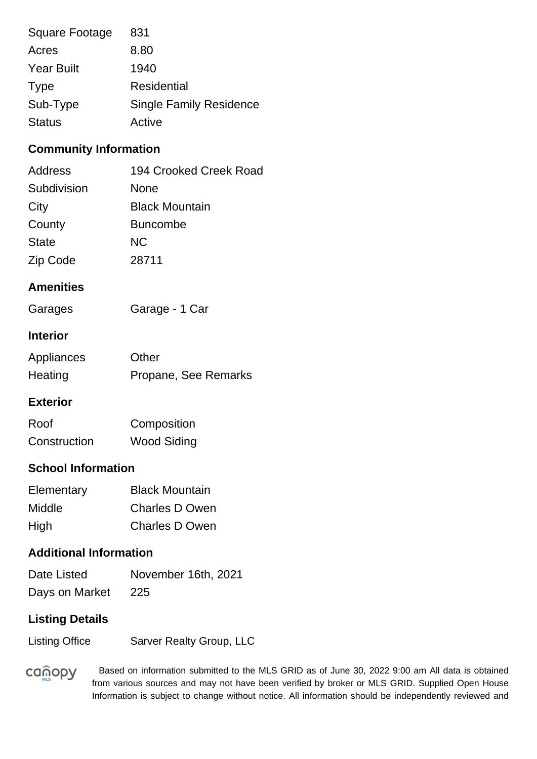| | |
|---|---|
| Square Footage | 831 |
| Acres | 8.80 |
| Year Built | 1940 |
| Type | Residential |
| Sub-Type | Single Family Residence |
| Status | Active |

## Community Information

| | |
|---|---|
| Address | 194 Crooked Creek Road |
| Subdivision | None |
| City | Black Mountain |
| County | Buncombe |
| State | NC |
| Zip Code | 28711 |

## Amenities

| | |
|---|---|
| Garages | Garage - 1 Car |

## Interior

| | |
|---|---|
| Appliances | Other |
| Heating | Propane, See Remarks |

## Exterior

| | |
|---|---|
| Roof | Composition |
| Construction | Wood Siding |

## School Information

| | |
|---|---|
| Elementary | Black Mountain |
| Middle | Charles D Owen |
| High | Charles D Owen |

## Additional Information

| | |
|---|---|
| Date Listed | November 16th, 2021 |
| Days on Market | 225 |

## Listing Details

| | |
|---|---|
| Listing Office | Sarver Realty Group, LLC |

canopy MLS

Based on information submitted to the MLS GRID as of June 30, 2022 9:00 am All data is obtained from various sources and may not have been verified by broker or MLS GRID. Supplied Open House Information is subject to change without notice. All information should be independently reviewed and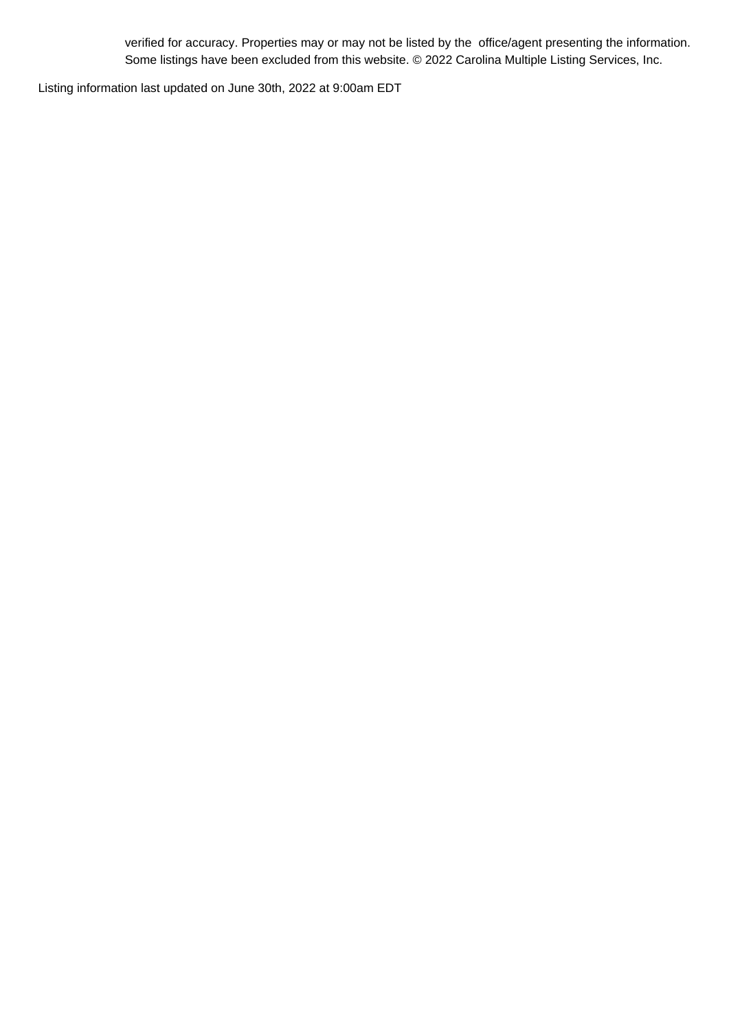verified for accuracy. Properties may or may not be listed by the office/agent presenting the information. Some listings have been excluded from this website. © 2022 Carolina Multiple Listing Services, Inc.

Listing information last updated on June 30th, 2022 at 9:00am EDT